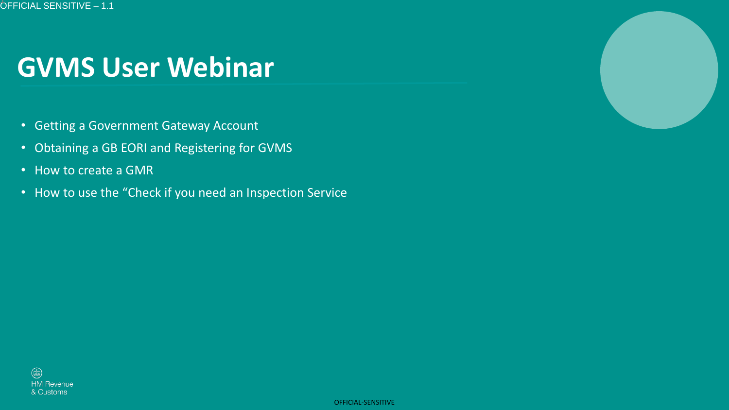# GVMS User Webinar

- Getting a Government Gateway Account
- Obtaining a GB EORI and Registering for GVMS
- How to create a GMR
- How to use the "Check if you need an Inspection Service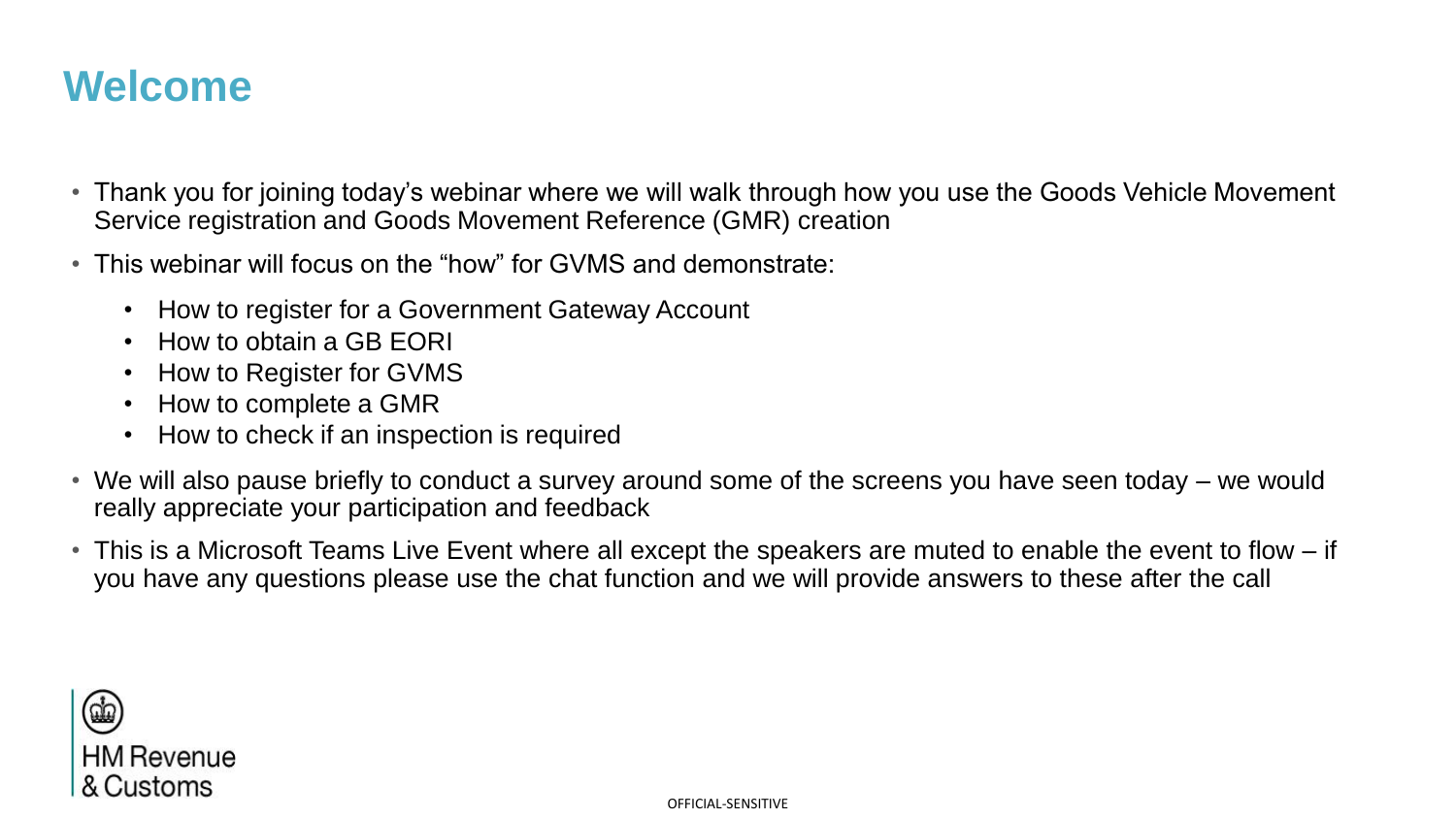# Welcome

- Thank you for joining today's webinar where we will walk through how you use the Goods Vehicle Movement Service registration and Goods Movement Reference (GMR) creation
- This webinar will focus on the "how" for GVMS and demonstrate:
  - How to register for a Government Gateway Account
  - How to obtain a GB EORI
  - How to Register for GVMS
  - How to complete a GMR
  - How to check if an inspection is required
- We will also pause briefly to conduct a survey around some of the screens you have seen today – we would really appreciate your participation and feedback
- This is a Microsoft Teams Live Event where all except the speakers are muted to enable the event to flow – if you have any questions please use the chat function and we will provide answers to these after the call

HM Revenue & Customs

OFFICIAL-SENSITIVE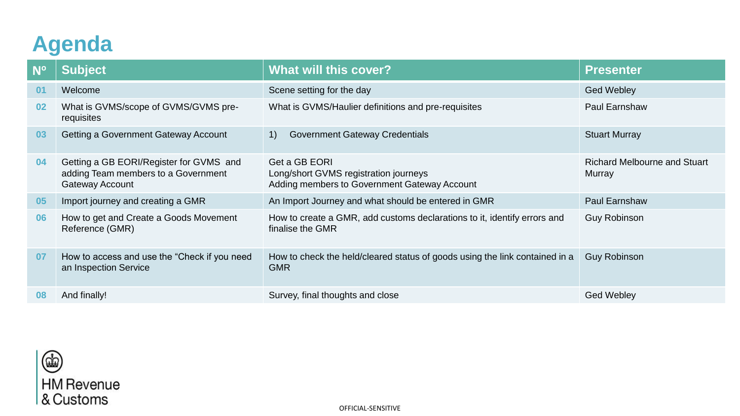# Agenda

| Nº | Subject | What will this cover? | Presenter |
| --- | --- | --- | --- |
| 01 | Welcome | Scene setting for the day | Ged Webley |
| 02 | What is GVMS/scope of GVMS/GVMS pre-requisites | What is GVMS/Haulier definitions and pre-requisites | Paul Earnshaw |
| 03 | Getting a Government Gateway Account | 1) Government Gateway Credentials | Stuart Murray |
| 04 | Getting a GB EORI/Register for GVMS and adding Team members to a Government Gateway Account | Get a GB EORI<br>Long/short GVMS registration journeys<br>Adding members to Government Gateway Account | Richard Melbourne and Stuart Murray |
| 05 | Import journey and creating a GMR | An Import Journey and what should be entered in GMR | Paul Earnshaw |
| 06 | How to get and Create a Goods Movement Reference (GMR) | How to create a GMR, add customs declarations to it, identify errors and finalise the GMR | Guy Robinson |
| 07 | How to access and use the "Check if you need an Inspection Service | How to check the held/cleared status of goods using the link contained in a GMR | Guy Robinson |
| 08 | And finally! | Survey, final thoughts and close | Ged Webley |

HM Revenue & Customs

OFFICIAL-SENSITIVE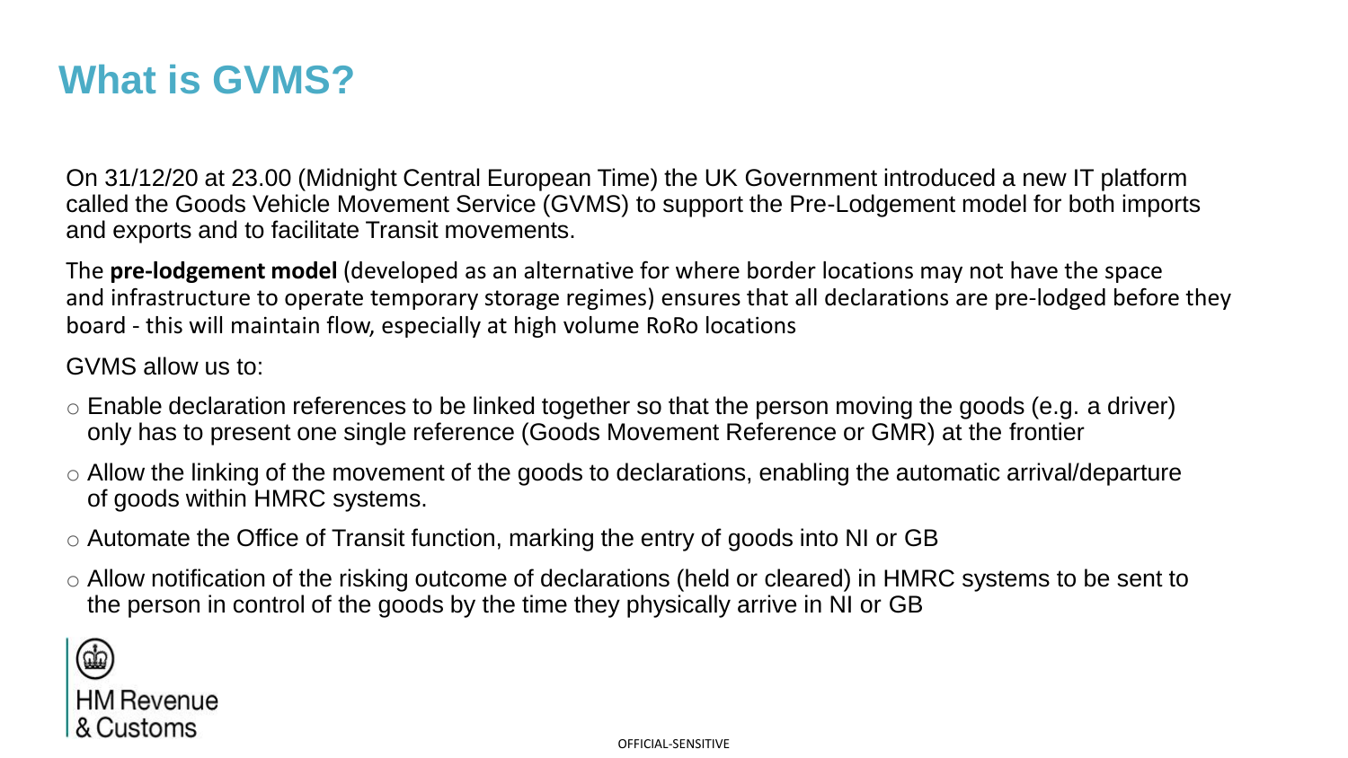# What is GVMS?

On 31/12/20 at 23.00 (Midnight Central European Time) the UK Government introduced a new IT platform called the Goods Vehicle Movement Service (GVMS) to support the Pre-Lodgement model for both imports and exports and to facilitate Transit movements.

The **pre-lodgement model** (developed as an alternative for where border locations may not have the space and infrastructure to operate temporary storage regimes) ensures that all declarations are pre-lodged before they board - this will maintain flow, especially at high volume RoRo locations

GVMS allow us to:

- Enable declaration references to be linked together so that the person moving the goods (e.g. a driver) only has to present one single reference (Goods Movement Reference or GMR) at the frontier
- Allow the linking of the movement of the goods to declarations, enabling the automatic arrival/departure of goods within HMRC systems.
- Automate the Office of Transit function, marking the entry of goods into NI or GB
- Allow notification of the risking outcome of declarations (held or cleared) in HMRC systems to be sent to the person in control of the goods by the time they physically arrive in NI or GB

HM Revenue & Customs

OFFICIAL-SENSITIVE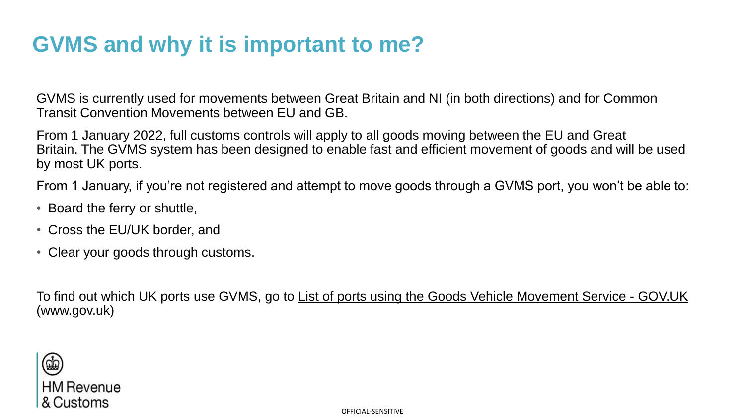# GVMS and why it is important to me?

GVMS is currently used for movements between Great Britain and NI (in both directions) and for Common Transit Convention Movements between EU and GB.

From 1 January 2022, full customs controls will apply to all goods moving between the EU and Great Britain. The GVMS system has been designed to enable fast and efficient movement of goods and will be used by most UK ports.

From 1 January, if you're not registered and attempt to move goods through a GVMS port, you won't be able to:

- Board the ferry or shuttle,
- Cross the EU/UK border, and
- Clear your goods through customs.

To find out which UK ports use GVMS, go to List of ports using the Goods Vehicle Movement Service - GOV.UK (www.gov.uk)

HM Revenue & Customs

OFFICIAL-SENSITIVE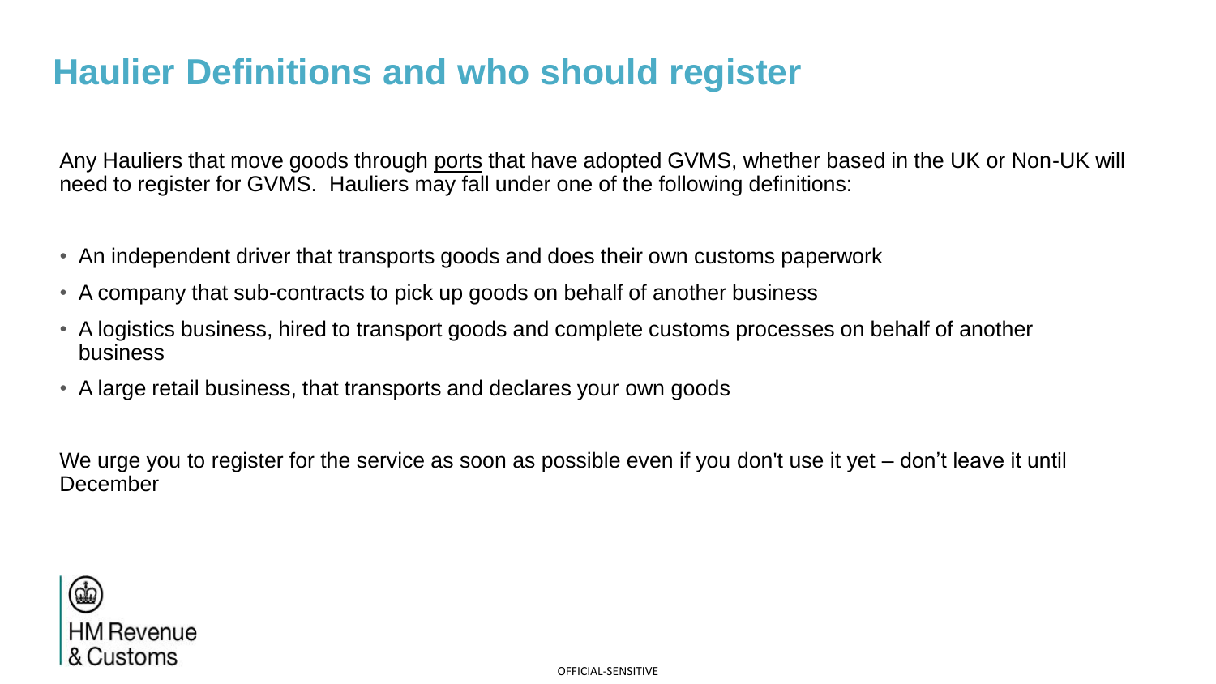# Haulier Definitions and who should register

Any Hauliers that move goods through ports that have adopted GVMS, whether based in the UK or Non-UK will need to register for GVMS. Hauliers may fall under one of the following definitions:

- An independent driver that transports goods and does their own customs paperwork
- A company that sub-contracts to pick up goods on behalf of another business
- A logistics business, hired to transport goods and complete customs processes on behalf of another business
- A large retail business, that transports and declares your own goods

We urge you to register for the service as soon as possible even if you don't use it yet – don't leave it until December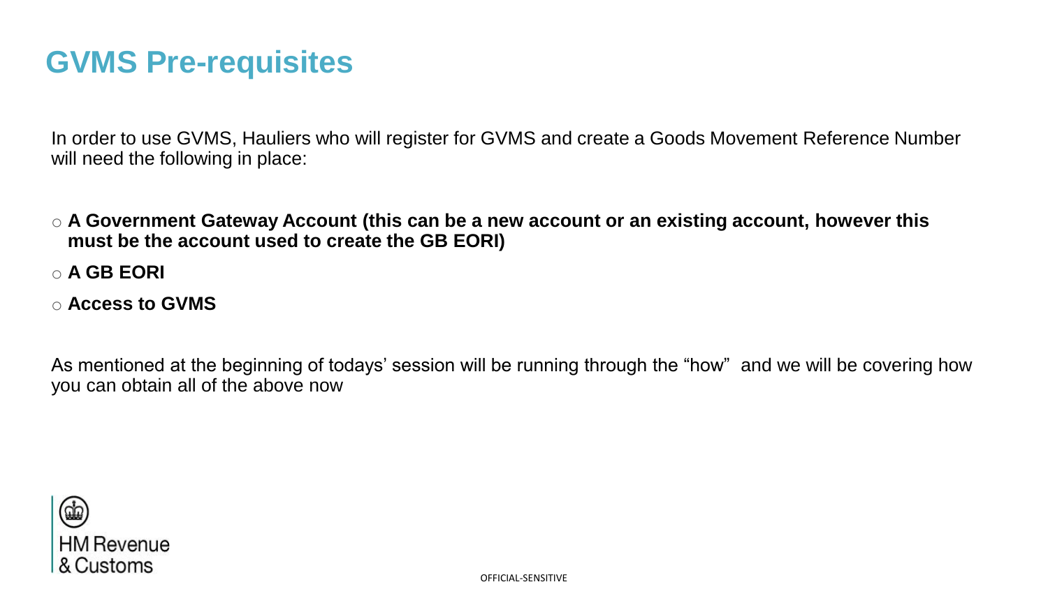# GVMS Pre-requisites

In order to use GVMS, Hauliers who will register for GVMS and create a Goods Movement Reference Number will need the following in place:

- **A Government Gateway Account (this can be a new account or an existing account, however this must be the account used to create the GB EORI)**
- **A GB EORI**
- **Access to GVMS**

As mentioned at the beginning of todays' session will be running through the "how" and we will be covering how you can obtain all of the above now

HM Revenue & Customs

OFFICIAL-SENSITIVE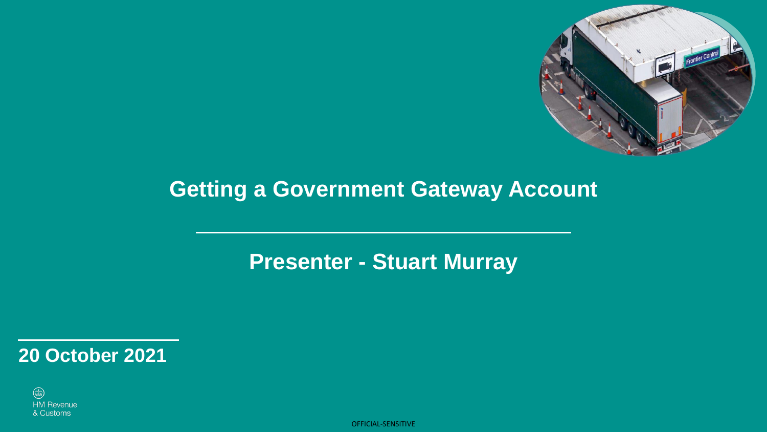# Getting a Government Gateway Account

## Presenter - Stuart Murray

**20 October 2021**

HM Revenue & Customs

OFFICIAL-SENSITIVE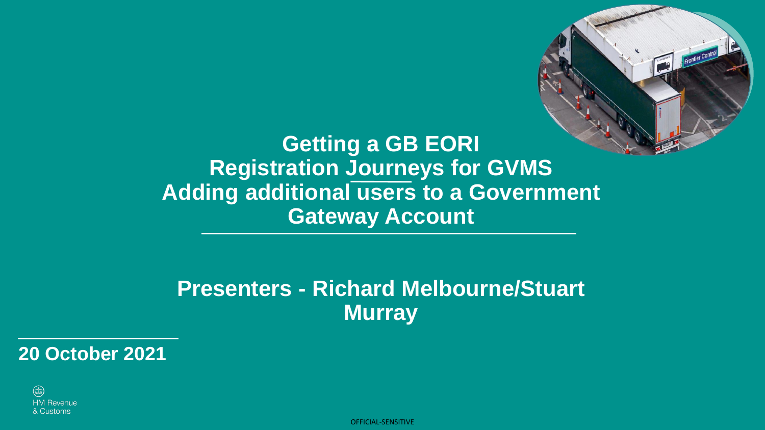# Getting a GB EORI
# Registration Journeys for GVMS
# Adding additional users to a Government Gateway Account

**Presenters - Richard Melbourne/Stuart Murray**

**20 October 2021**

HM Revenue & Customs

OFFICIAL-SENSITIVE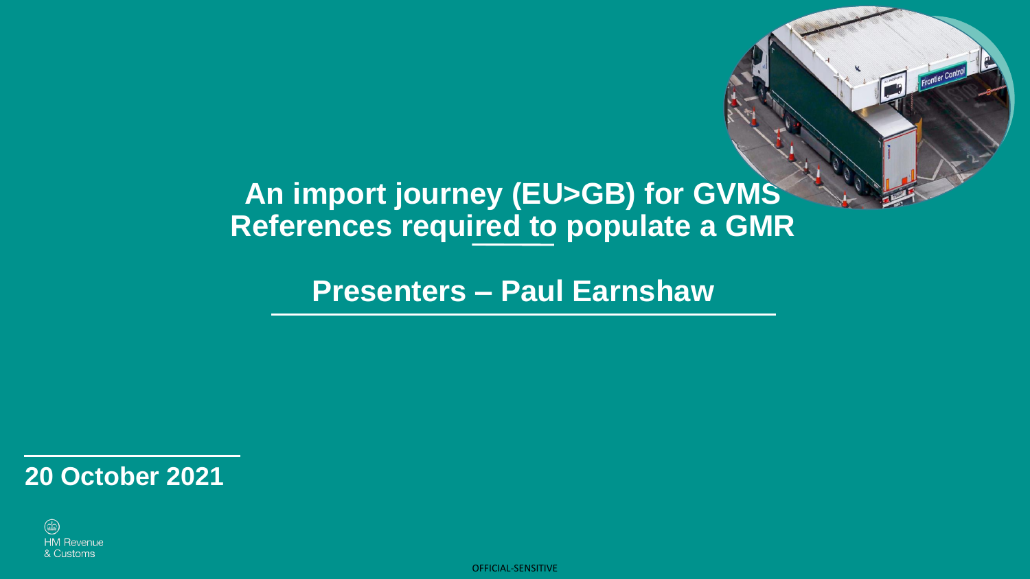# An import journey (EU>GB) for GVMS References required to populate a GMR

## Presenters – Paul Earnshaw

**20 October 2021**

HM Revenue & Customs

OFFICIAL-SENSITIVE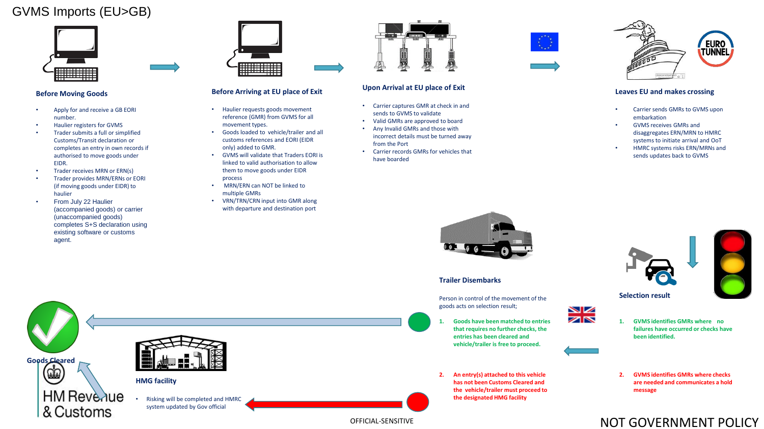# GVMS Imports (EU>GB)

### Before Moving Goods

- Apply for and receive a GB EORI number.
- Haulier registers for GVMS
- Trader submits a full or simplified Customs/Transit declaration or completes an entry in own records if authorised to move goods under EIDR.
- Trader receives MRN or ERN(s)
- Trader provides MRN/ERNs or EORI (if moving goods under EIDR) to haulier
- From July 22 Haulier (accompanied goods) or carrier (unaccompanied goods) completes S+S declaration using existing software or customs agent.

### Before Arriving at EU place of Exit

- Haulier requests goods movement reference (GMR) from GVMS for all movement types.
- Goods loaded to vehicle/trailer and all customs references and EORI (EIDR only) added to GMR.
- GVMS will validate that Traders EORI is linked to valid authorisation to allow them to move goods under EIDR process
- MRN/ERN can NOT be linked to multiple GMRs
- VRN/TRN/CRN input into GMR along with departure and destination port

### Upon Arrival at EU place of Exit

- Carrier captures GMR at check in and sends to GVMS to validate
- Valid GMRs are approved to board
- Any Invalid GMRs and those with incorrect details must be turned away from the Port
- Carrier records GMRs for vehicles that have boarded

### Leaves EU and makes crossing

- Carrier sends GMRs to GVMS upon embarkation
- GVMS receives GMRs and disaggregates ERN/MRN to HMRC systems to initiate arrival and OoT
- HMRC systems risks ERN/MRNs and sends updates back to GVMS

### Selection result

1. **GVMS identifies GMRs where no failures have occurred or checks have been identified.**
2. **GVMS identifies GMRs where checks are needed and communicates a hold message**

### Trailer Disembarks

Person in control of the movement of the goods acts on selection result;

1. **Goods have been matched to entries that requires no further checks, the entries has been cleared and vehicle/trailer is free to proceed.**
2. **An entry(s) attached to this vehicle has not been Customs Cleared and the vehicle/trailer must proceed to the designated HMG facility**

### HMG facility

- Risking will be completed and HMRC system updated by Gov official

**Goods Cleared**

HM Revenue & Customs

OFFICIAL-SENSITIVE

NOT GOVERNMENT POLICY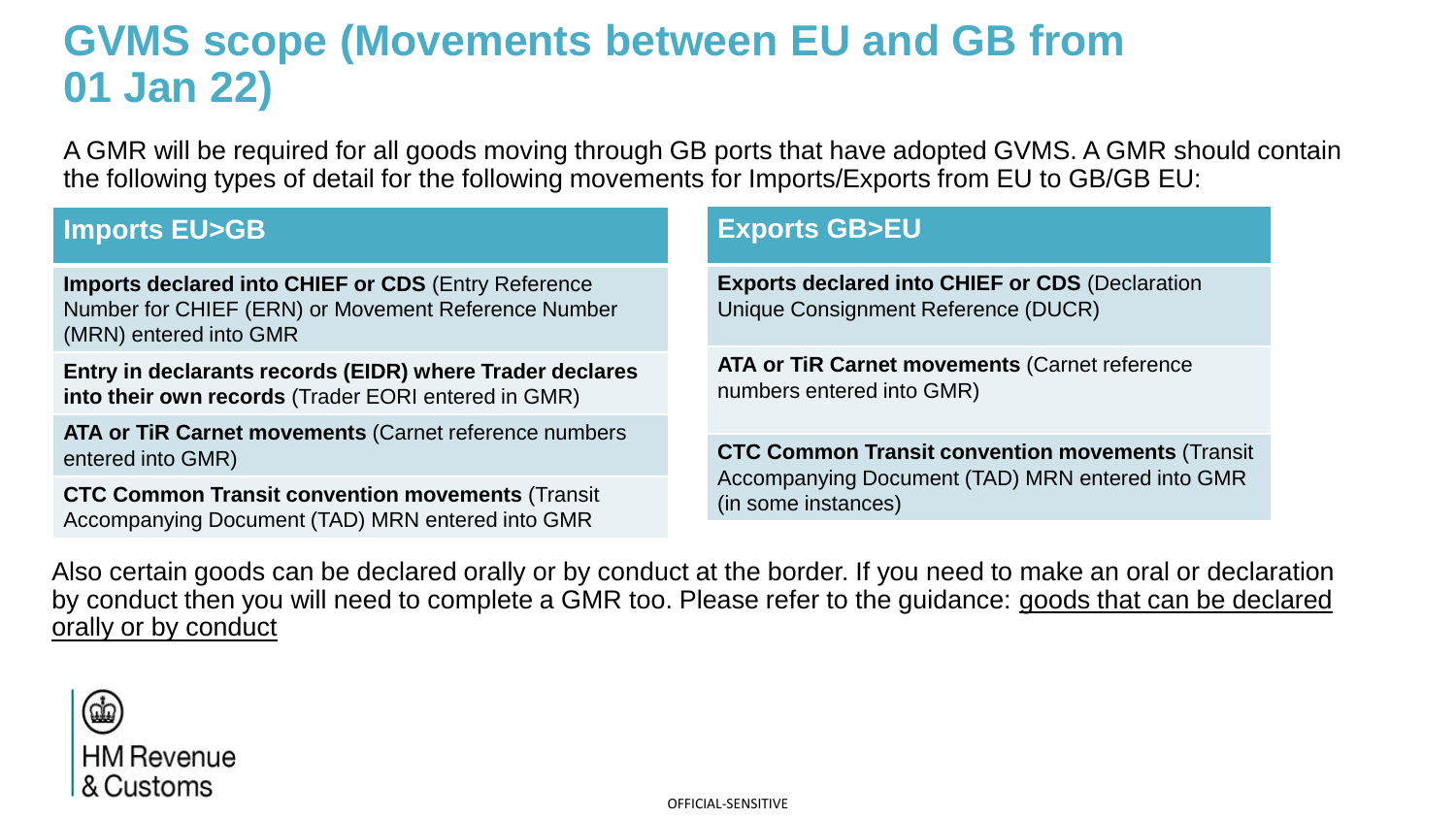# GVMS scope (Movements between EU and GB from 01 Jan 22)

A GMR will be required for all goods moving through GB ports that have adopted GVMS. A GMR should contain the following types of detail for the following movements for Imports/Exports from EU to GB/GB EU:

| Imports EU>GB | Exports GB>EU |
| --- | --- |
| **Imports declared into CHIEF or CDS** (Entry Reference Number for CHIEF (ERN) or Movement Reference Number (MRN) entered into GMR | **Exports declared into CHIEF or CDS** (Declaration Unique Consignment Reference (DUCR) |
| **Entry in declarants records (EIDR) where Trader declares into their own records** (Trader EORI entered in GMR) | **ATA or TiR Carnet movements** (Carnet reference numbers entered into GMR) |
| **ATA or TiR Carnet movements** (Carnet reference numbers entered into GMR) | **CTC Common Transit convention movements** (Transit Accompanying Document (TAD) MRN entered into GMR (in some instances) |
| **CTC Common Transit convention movements** (Transit Accompanying Document (TAD) MRN entered into GMR | |

Also certain goods can be declared orally or by conduct at the border. If you need to make an oral or declaration by conduct then you will need to complete a GMR too. Please refer to the guidance: goods that can be declared orally or by conduct

HM Revenue & Customs

OFFICIAL-SENSITIVE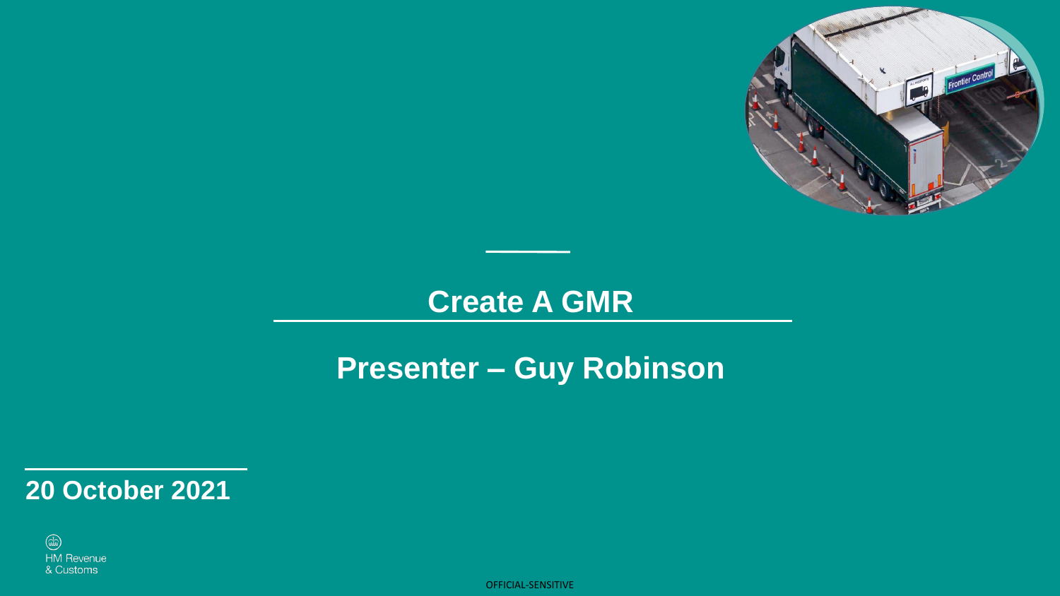# Create A GMR

## Presenter – Guy Robinson

**20 October 2021**

HM Revenue & Customs

OFFICIAL-SENSITIVE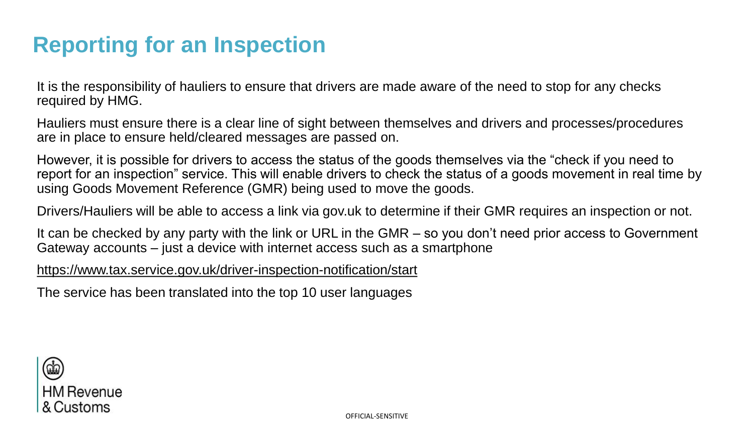# Reporting for an Inspection

It is the responsibility of hauliers to ensure that drivers are made aware of the need to stop for any checks required by HMG.

Hauliers must ensure there is a clear line of sight between themselves and drivers and processes/procedures are in place to ensure held/cleared messages are passed on.

However, it is possible for drivers to access the status of the goods themselves via the "check if you need to report for an inspection" service. This will enable drivers to check the status of a goods movement in real time by using Goods Movement Reference (GMR) being used to move the goods.

Drivers/Hauliers will be able to access a link via gov.uk to determine if their GMR requires an inspection or not.

It can be checked by any party with the link or URL in the GMR – so you don't need prior access to Government Gateway accounts – just a device with internet access such as a smartphone

https://www.tax.service.gov.uk/driver-inspection-notification/start

The service has been translated into the top 10 user languages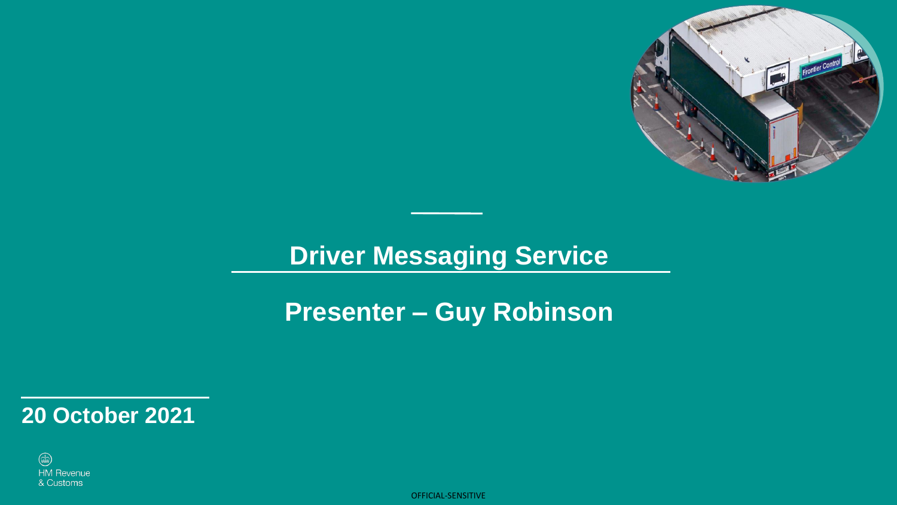# Driver Messaging Service

## Presenter – Guy Robinson

**20 October 2021**

HM Revenue & Customs

OFFICIAL-SENSITIVE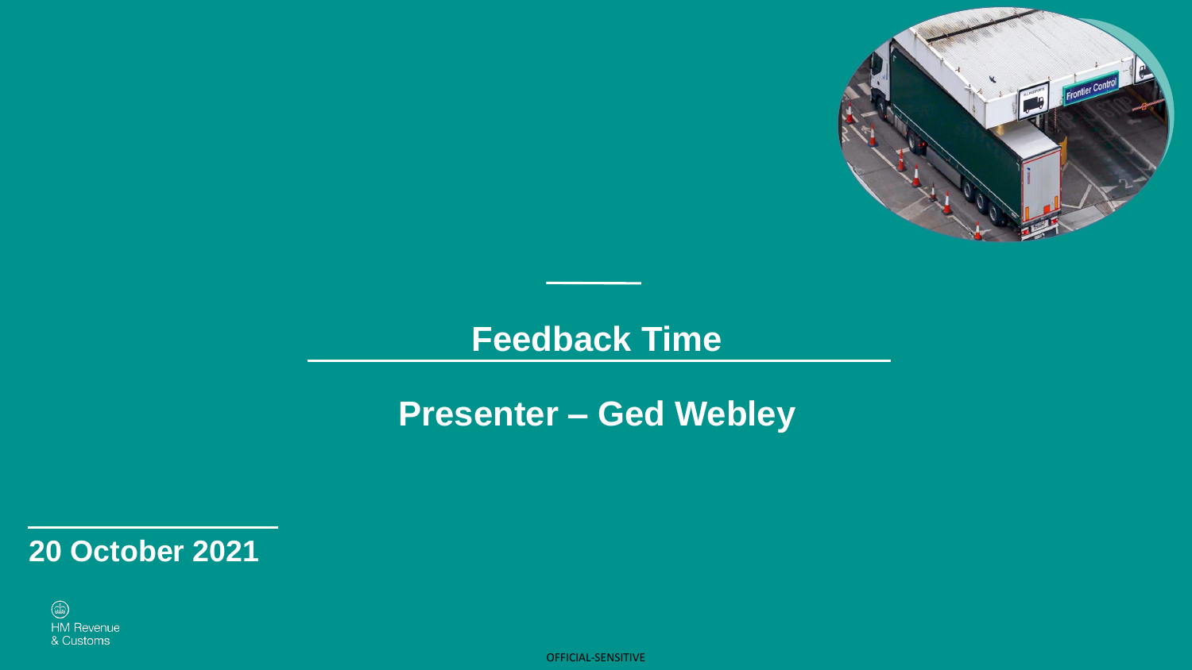# Feedback Time

## Presenter – Ged Webley

**20 October 2021**

HM Revenue & Customs

OFFICIAL-SENSITIVE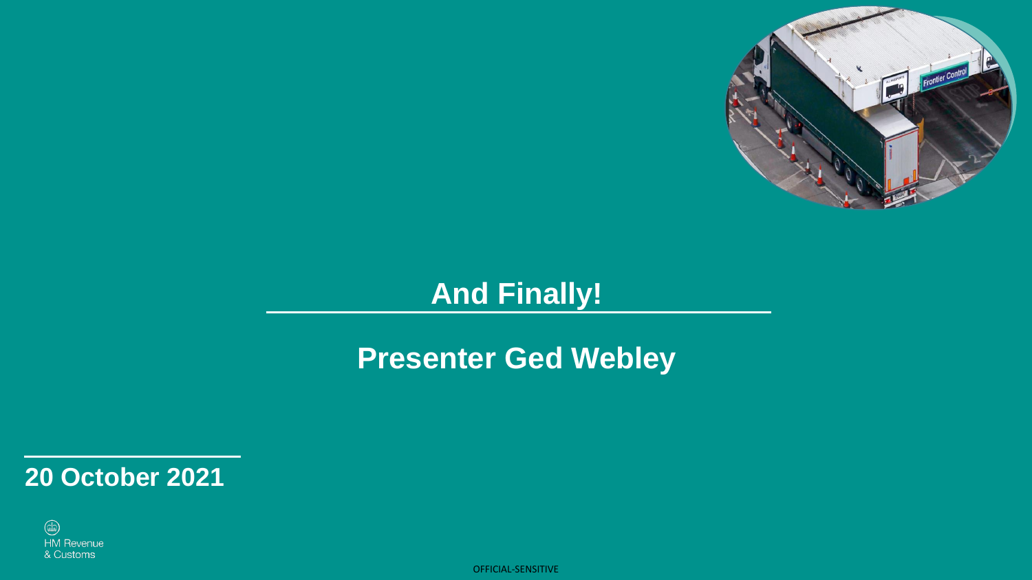# And Finally!

## Presenter Ged Webley

**20 October 2021**

HM Revenue & Customs

OFFICIAL-SENSITIVE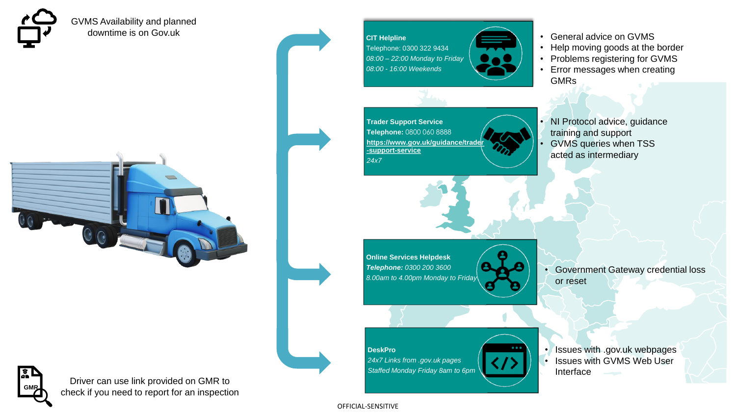GVMS Availability and planned downtime is on Gov.uk

**CIT Helpline**
Telephone: 0300 322 9434
*08:00 – 22:00 Monday to Friday*
*08:00 - 16:00 Weekends*

- General advice on GVMS
- Help moving goods at the border
- Problems registering for GVMS
- Error messages when creating GMRs

**Trader Support Service**
**Telephone:** 0800 060 8888
**https://www.gov.uk/guidance/trader-support-service**
*24x7*

- NI Protocol advice, guidance training and support
- GVMS queries when TSS acted as intermediary

**Online Services Helpdesk**
***Telephone:*** *0300 200 3600*
*8.00am to 4.00pm Monday to Friday*

- Government Gateway credential loss or reset

**DeskPro**
*24x7 Links from .gov.uk pages*
*Staffed Monday Friday 8am to 6pm*

- Issues with .gov.uk webpages
- Issues with GVMS Web User Interface

Driver can use link provided on GMR to check if you need to report for an inspection

OFFICIAL-SENSITIVE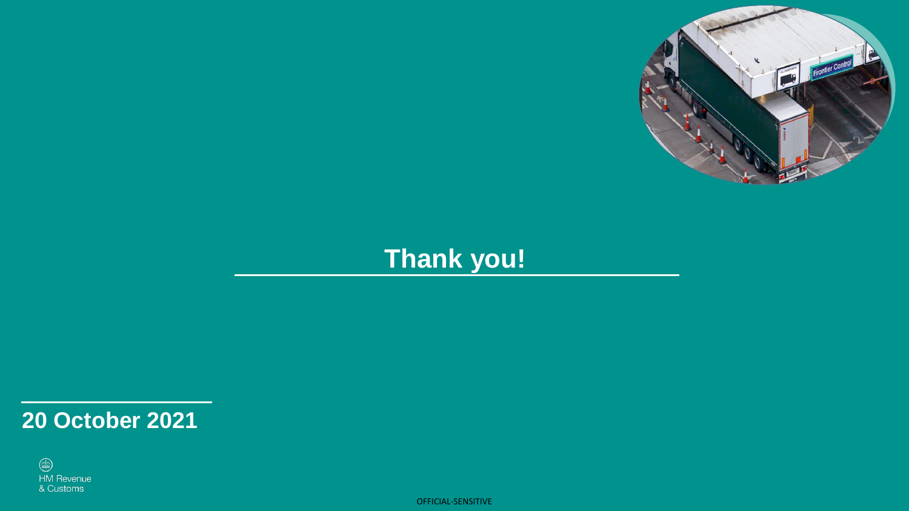# Thank you!

**20 October 2021**

HM Revenue & Customs

OFFICIAL-SENSITIVE